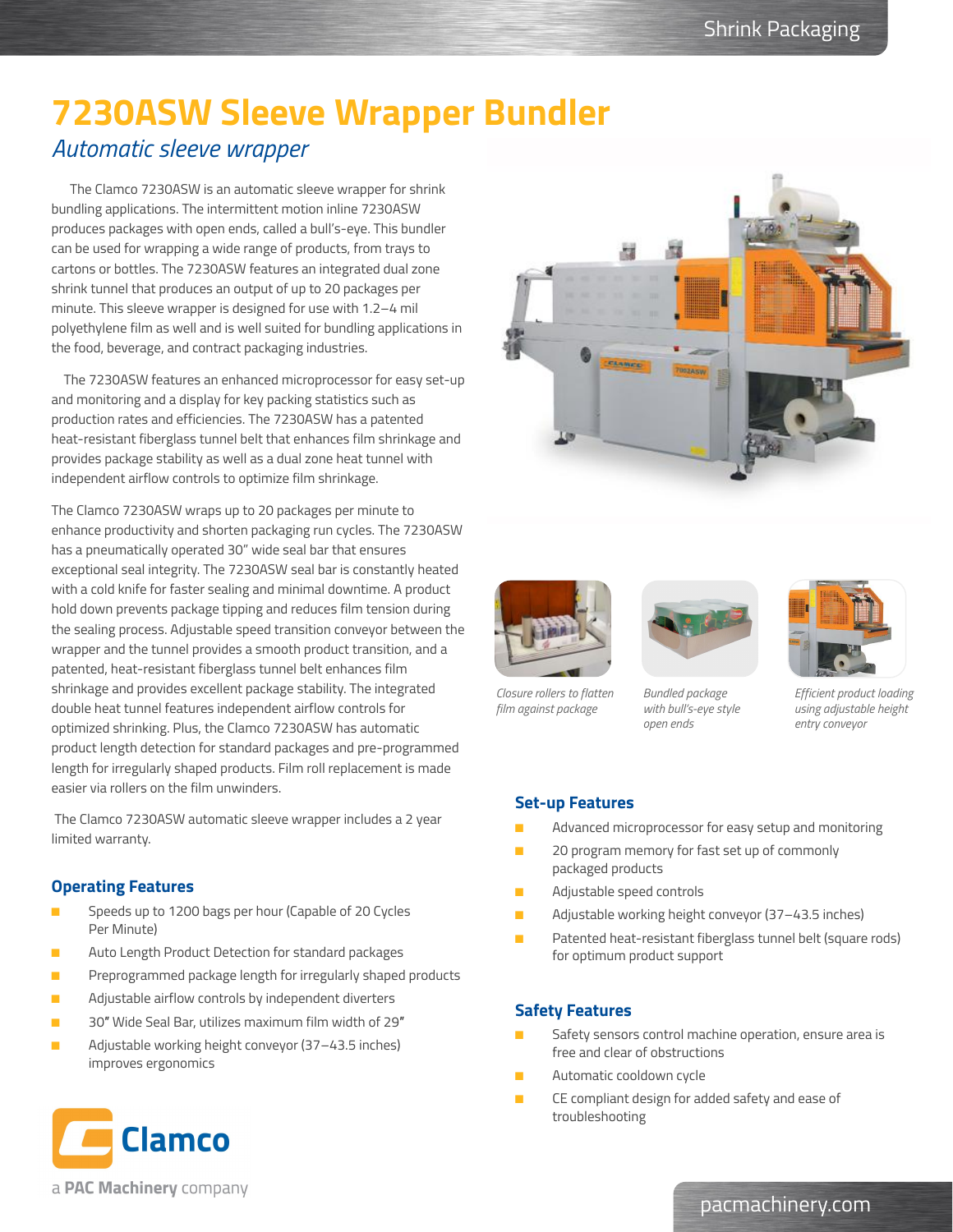# 7230ASW Sleeve Wrapper Bundler

## *Automatic sleeve wrapper*

The Clamco 7230ASW is an automatic sleeve wrapper for shrink bundling applications. The intermittent motion inline 7230ASW produces packages with open ends, called a bull's-eye. This bundler can be used for wrapping a wide range of products, from trays to cartons or bottles. The 7230ASW features an integrated dual zone shrink tunnel that produces an output of up to 20 packages per minute. This sleeve wrapper is designed for use with 1.2–4 mil polyethylene film as well and is well suited for bundling applications in the food, beverage, and contract packaging industries.

The 7230ASW features an enhanced microprocessor for easy set-up and monitoring and a display for key packing statistics such as production rates and efficiencies. The 7230ASW has a patented heat-resistant fiberglass tunnel belt that enhances film shrinkage and provides package stability as well as a dual zone heat tunnel with independent airflow controls to optimize film shrinkage.

The Clamco 7230ASW wraps up to 20 packages per minute to enhance productivity and shorten packaging run cycles. The 7230ASW has a pneumatically operated 30" wide seal bar that ensures exceptional seal integrity. The 7230ASW seal bar is constantly heated with a cold knife for faster sealing and minimal downtime. A product hold down prevents package tipping and reduces film tension during the sealing process. Adjustable speed transition conveyor between the wrapper and the tunnel provides a smooth product transition, and a patented, heat-resistant fiberglass tunnel belt enhances film shrinkage and provides excellent package stability. The integrated double heat tunnel features independent airflow controls for optimized shrinking. Plus, the Clamco 7230ASW has automatic product length detection for standard packages and pre-programmed length for irregularly shaped products. Film roll replacement is made easier via rollers on the film unwinders.

The Clamco 7230ASW automatic sleeve wrapper includes a 2 year limited warranty.

*Closure rollers to flatten film against package*

*Bundled package with bull's-eye style open ends*

*Efficient product loading using adjustable height entry conveyor*

### Operating Features

- Speeds up to 1200 bags per hour (Capable of 20 Cycles Per Minute)
- Auto Length Product Detection for standard packages
- Preprogrammed package length for irregularly shaped products
- Adjustable airflow controls by independent diverters
- 30" Wide Seal Bar, utilizes maximum film width of 29"
- Adjustable working height conveyor (37–43.5 inches) improves ergonomics

### Set-up Features

- Advanced microprocessor for easy setup and monitoring
- 20 program memory for fast set up of commonly packaged products
- Adjustable speed controls
- Adjustable working height conveyor (37–43.5 inches)
- Patented heat-resistant fiberglass tunnel belt (square rods) for optimum product support

### Safety Features

- Safety sensors control machine operation, ensure area is free and clear of obstructions
- Automatic cooldown cycle
- CE compliant design for added safety and ease of troubleshooting

Clamco

a **PAC Machinery** company

pacmachinery.com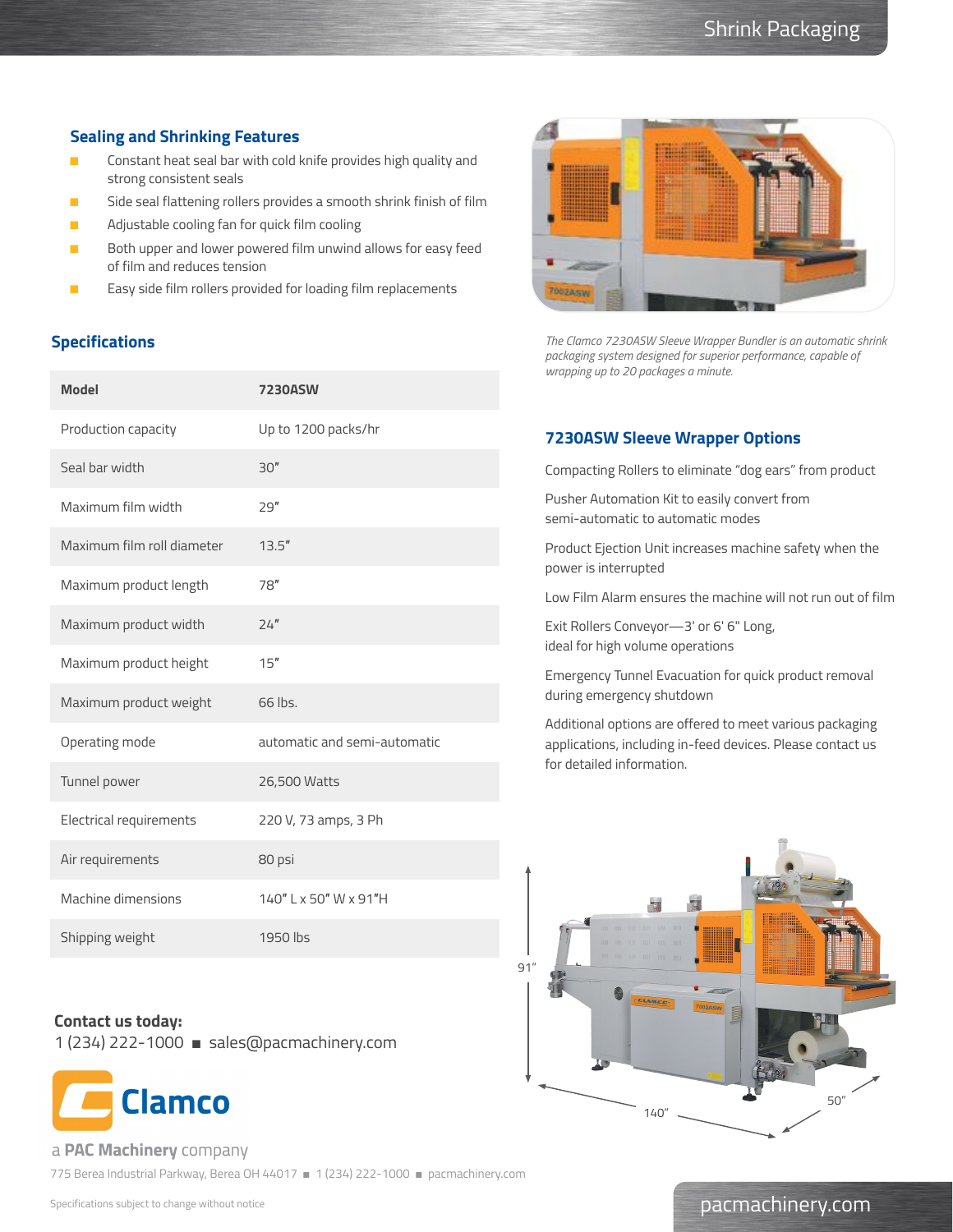## Sealing and Shrinking Features

- Constant heat seal bar with cold knife provides high quality and strong consistent seals
- Side seal flattening rollers provides a smooth shrink finish of film
- Adjustable cooling fan for quick film cooling
- Both upper and lower powered film unwind allows for easy feed of film and reduces tension
- Easy side film rollers provided for loading film replacements

*The Clamco 7230ASW Sleeve Wrapper Bundler is an automatic shrink packaging system designed for superior performance, capable of wrapping up to 20 packages a minute.*

## Specifications

| Model | 7230ASW |
|---|---|
| Production capacity | Up to 1200 packs/hr |
| Seal bar width | 30" |
| Maximum film width | 29" |
| Maximum film roll diameter | 13.5" |
| Maximum product length | 78" |
| Maximum product width | 24" |
| Maximum product height | 15" |
| Maximum product weight | 66 lbs. |
| Operating mode | automatic and semi-automatic |
| Tunnel power | 26,500 Watts |
| Electrical requirements | 220 V, 73 amps, 3 Ph |
| Air requirements | 80 psi |
| Machine dimensions | 140" L x 50" W x 91"H |
| Shipping weight | 1950 lbs |

## 7230ASW Sleeve Wrapper Options

Compacting Rollers to eliminate "dog ears" from product

Pusher Automation Kit to easily convert from semi-automatic to automatic modes

Product Ejection Unit increases machine safety when the power is interrupted

Low Film Alarm ensures the machine will not run out of film

Exit Rollers Conveyor—3' or 6' 6" Long, ideal for high volume operations

Emergency Tunnel Evacuation for quick product removal during emergency shutdown

Additional options are offered to meet various packaging applications, including in-feed devices. Please contact us for detailed information.

91"

140"

50"

**Contact us today:**
1 (234) 222-1000 ■ sales@pacmachinery.com

Clamco

a **PAC Machinery** company

775 Berea Industrial Parkway, Berea OH 44017 ■ 1 (234) 222-1000 ■ pacmachinery.com

Specifications subject to change without notice

pacmachinery.com